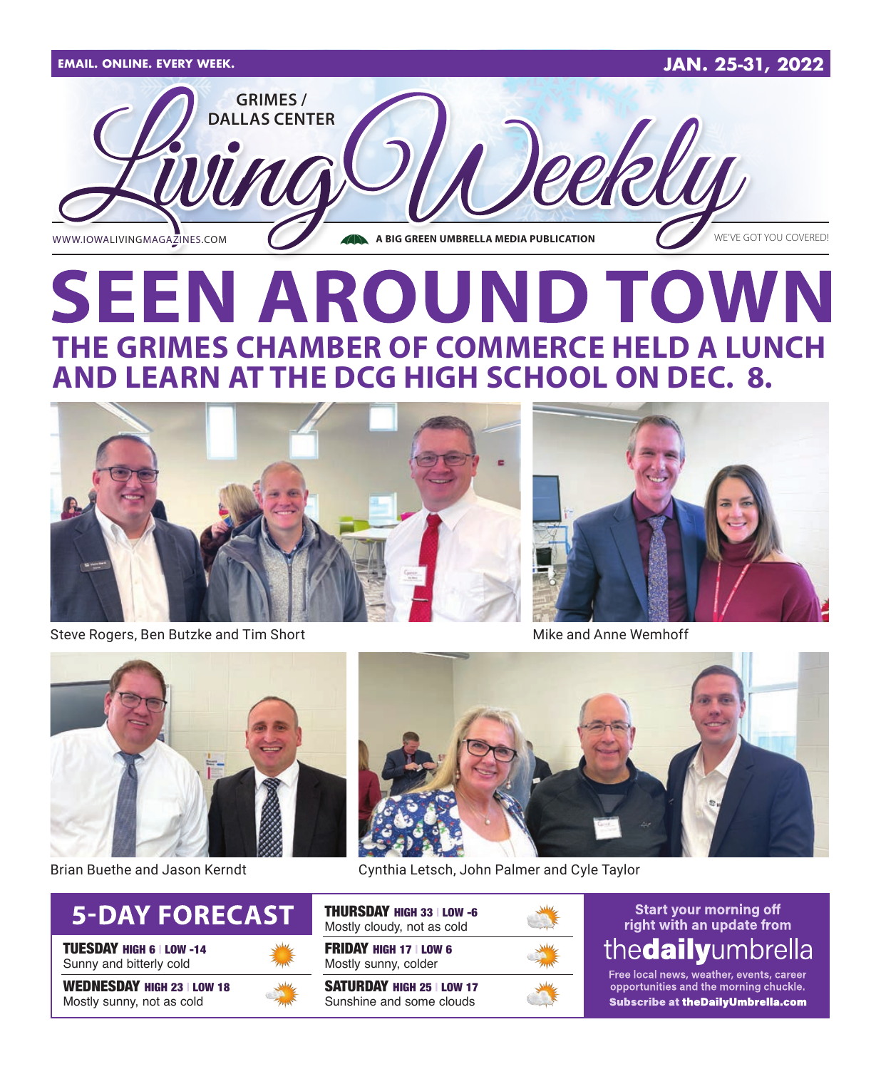EMAIL. ONLINE. EVERY WEEK. JAN. 25-31, 2022

# GRIMES / DALLAS CENTER Living Weekly

WWW.IOWALIVINGMAGAZINES.COM — A BIG GREEN UMBRELLA MEDIA PUBLICATION — WE'VE GOT YOU COVERED!

# SEEN AROUND TOWN

## THE GRIMES CHAMBER OF COMMERCE HELD A LUNCH AND LEARN AT THE DCG HIGH SCHOOL ON DEC. 8.

Steve Rogers, Ben Butzke and Tim Short

Mike and Anne Wemhoff

Brian Buethe and Jason Kerndt

Cynthia Letsch, John Palmer and Cyle Taylor

## 5-DAY FORECAST

**TUESDAY** HIGH 6 | LOW -14
Sunny and bitterly cold

**WEDNESDAY** HIGH 23 | LOW 18
Mostly sunny, not as cold

**THURSDAY** HIGH 33 | LOW -6
Mostly cloudy, not as cold

**FRIDAY** HIGH 17 | LOW 6
Mostly sunny, colder

**SATURDAY** HIGH 25 | LOW 17
Sunshine and some clouds

Start your morning off right with an update from **thedailyumbrella**

Free local news, weather, events, career opportunities and the morning chuckle.
**Subscribe at theDailyUmbrella.com**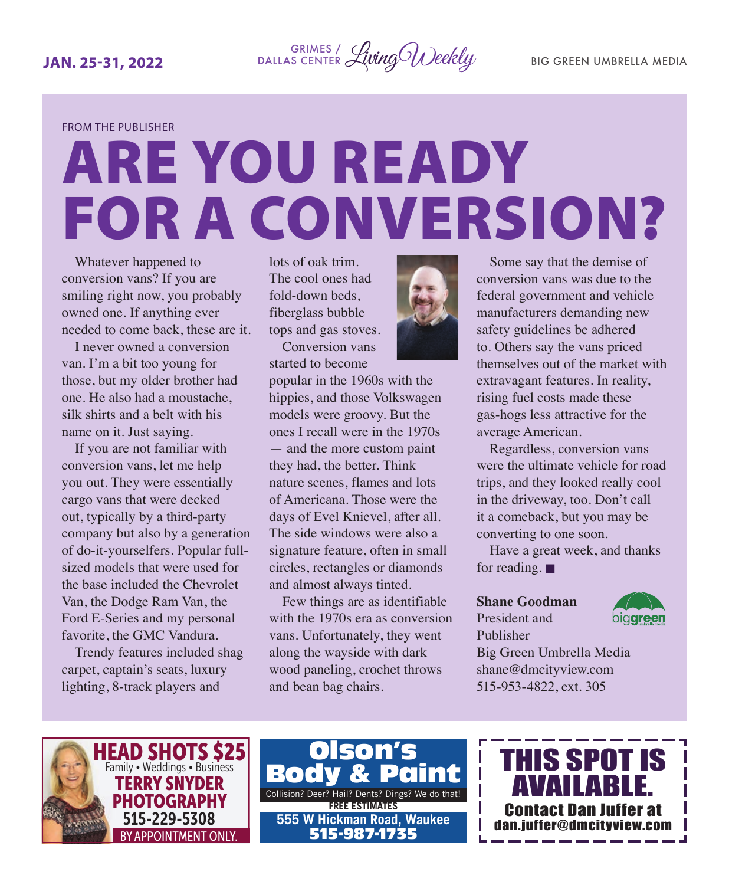FROM THE PUBLISHER

# ARE YOU READY FOR A CONVERSION?

Whatever happened to conversion vans? If you are smiling right now, you probably owned one. If anything ever needed to come back, these are it.

I never owned a conversion van. I'm a bit too young for those, but my older brother had one. He also had a moustache, silk shirts and a belt with his name on it. Just saying.

If you are not familiar with conversion vans, let me help you out. They were essentially cargo vans that were decked out, typically by a third-party company but also by a generation of do-it-yourselfers. Popular full-sized models that were used for the base included the Chevrolet Van, the Dodge Ram Van, the Ford E-Series and my personal favorite, the GMC Vandura.

Trendy features included shag carpet, captain's seats, luxury lighting, 8-track players and lots of oak trim. The cool ones had fold-down beds, fiberglass bubble tops and gas stoves.

Conversion vans started to become popular in the 1960s with the hippies, and those Volkswagen models were groovy. But the ones I recall were in the 1970s — and the more custom paint they had, the better. Think nature scenes, flames and lots of Americana. Those were the days of Evel Knievel, after all. The side windows were also a signature feature, often in small circles, rectangles or diamonds and almost always tinted.

Few things are as identifiable with the 1970s era as conversion vans. Unfortunately, they went along the wayside with dark wood paneling, crochet throws and bean bag chairs.

Some say that the demise of conversion vans was due to the federal government and vehicle manufacturers demanding new safety guidelines be adhered to. Others say the vans priced themselves out of the market with extravagant features. In reality, rising fuel costs made these gas-hogs less attractive for the average American.

Regardless, conversion vans were the ultimate vehicle for road trips, and they looked really cool in the driveway, too. Don't call it a comeback, but you may be converting to one soon.

Have a great week, and thanks for reading. ■

**Shane Goodman**
President and Publisher
Big Green Umbrella Media
shane@dmcityview.com
515-953-4822, ext. 305

**HEAD SHOTS $25**
Family • Weddings • Business
**TERRY SNYDER PHOTOGRAPHY**
515-229-5308
BY APPOINTMENT ONLY.

**Olson's Body & Paint**
Collision? Deer? Hail? Dents? Dings? We do that!
FREE ESTIMATES
555 W Hickman Road, Waukee
515-987-1735

**THIS SPOT IS AVAILABLE.**
Contact Dan Juffer at
dan.juffer@dmcityview.com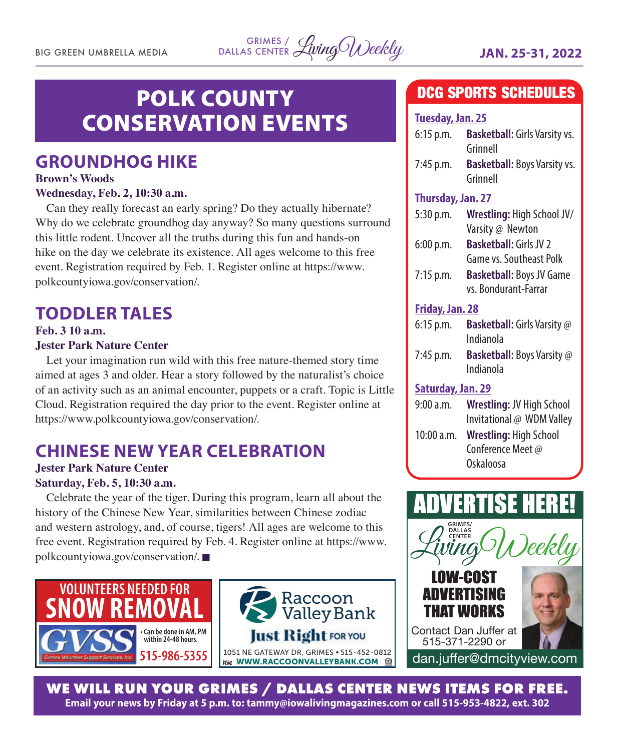# POLK COUNTY CONSERVATION EVENTS

## GROUNDHOG HIKE

**Brown's Woods**
**Wednesday, Feb. 2, 10:30 a.m.**

Can they really forecast an early spring? Do they actually hibernate? Why do we celebrate groundhog day anyway? So many questions surround this little rodent. Uncover all the truths during this fun and hands-on hike on the day we celebrate its existence. All ages welcome to this free event. Registration required by Feb. 1. Register online at https://www.polkcountyiowa.gov/conservation/.

## TODDLER TALES

**Feb. 3 10 a.m.**
**Jester Park Nature Center**

Let your imagination run wild with this free nature-themed story time aimed at ages 3 and older. Hear a story followed by the naturalist's choice of an activity such as an animal encounter, puppets or a craft. Topic is Little Cloud. Registration required the day prior to the event. Register online at https://www.polkcountyiowa.gov/conservation/.

## CHINESE NEW YEAR CELEBRATION

**Jester Park Nature Center**
**Saturday, Feb. 5, 10:30 a.m.**

Celebrate the year of the tiger. During this program, learn all about the history of the Chinese New Year, similarities between Chinese zodiac and western astrology, and, of course, tigers! All ages are welcome to this free event. Registration required by Feb. 4. Register online at https://www.polkcountyiowa.gov/conservation/. ■

# DCG SPORTS SCHEDULES

**Tuesday, Jan. 25**

6:15 p.m. **Basketball:** Girls Varsity vs. Grinnell
7:45 p.m. **Basketball:** Boys Varsity vs. Grinnell

**Thursday, Jan. 27**

5:30 p.m. **Wrestling:** High School JV/ Varsity @ Newton
6:00 p.m. **Basketball:** Girls JV 2 Game vs. Southeast Polk
7:15 p.m. **Basketball:** Boys JV Game vs. Bondurant-Farrar

**Friday, Jan. 28**

6:15 p.m. **Basketball:** Girls Varsity @ Indianola
7:45 p.m. **Basketball:** Boys Varsity @ Indianola

**Saturday, Jan. 29**

9:00 a.m. **Wrestling:** JV High School Invitational @ WDM Valley
10:00 a.m. **Wrestling:** High School Conference Meet @ Oskaloosa

VOLUNTEERS NEEDED FOR SNOW REMOVAL
GVSS Grimes Volunteer Support Services, Inc.
• Can be done in AM, PM within 24-48 hours.
515-986-5355

Raccoon Valley Bank
Just Right FOR YOU
1051 NE GATEWAY DR, GRIMES • 515-452-0812
WWW.RACCOONVALLEYBANK.COM

ADVERTISE HERE!
Grimes/Dallas Center Living Weekly
LOW-COST ADVERTISING THAT WORKS
Contact Dan Juffer at 515-371-2290 or
dan.juffer@dmcityview.com

**WE WILL RUN YOUR GRIMES / DALLAS CENTER NEWS ITEMS FOR FREE.**
**Email your news by Friday at 5 p.m. to: tammy@iowalivingmagazines.com or call 515-953-4822, ext. 302**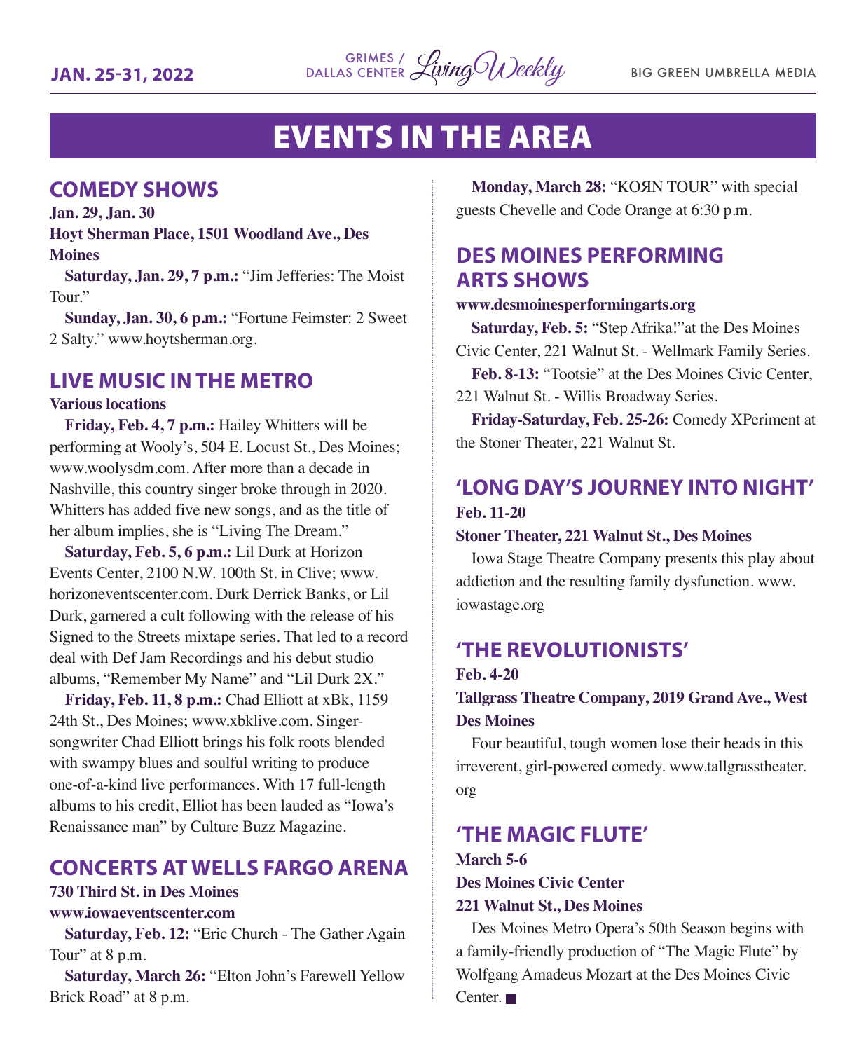# EVENTS IN THE AREA

## COMEDY SHOWS

**Jan. 29, Jan. 30**

**Hoyt Sherman Place, 1501 Woodland Ave., Des Moines**

**Saturday, Jan. 29, 7 p.m.:** "Jim Jefferies: The Moist Tour."

**Sunday, Jan. 30, 6 p.m.:** "Fortune Feimster: 2 Sweet 2 Salty." www.hoytsherman.org.

## LIVE MUSIC IN THE METRO

**Various locations**

**Friday, Feb. 4, 7 p.m.:** Hailey Whitters will be performing at Wooly's, 504 E. Locust St., Des Moines; www.woolysdm.com. After more than a decade in Nashville, this country singer broke through in 2020. Whitters has added five new songs, and as the title of her album implies, she is "Living The Dream."

**Saturday, Feb. 5, 6 p.m.:** Lil Durk at Horizon Events Center, 2100 N.W. 100th St. in Clive; www.horizoneventscenter.com. Durk Derrick Banks, or Lil Durk, garnered a cult following with the release of his Signed to the Streets mixtape series. That led to a record deal with Def Jam Recordings and his debut studio albums, "Remember My Name" and "Lil Durk 2X."

**Friday, Feb. 11, 8 p.m.:** Chad Elliott at xBk, 1159 24th St., Des Moines; www.xbklive.com. Singer-songwriter Chad Elliott brings his folk roots blended with swampy blues and soulful writing to produce one-of-a-kind live performances. With 17 full-length albums to his credit, Elliot has been lauded as "Iowa's Renaissance man" by Culture Buzz Magazine.

## CONCERTS AT WELLS FARGO ARENA

**730 Third St. in Des Moines**

**www.iowaeventscenter.com**

**Saturday, Feb. 12:** "Eric Church - The Gather Again Tour" at 8 p.m.

**Saturday, March 26:** "Elton John's Farewell Yellow Brick Road" at 8 p.m.

**Monday, March 28:** "KOЯN TOUR" with special guests Chevelle and Code Orange at 6:30 p.m.

## DES MOINES PERFORMING ARTS SHOWS

**www.desmoinesperformingarts.org**

**Saturday, Feb. 5:** "Step Afrika!"at the Des Moines Civic Center, 221 Walnut St. - Wellmark Family Series.

**Feb. 8-13:** "Tootsie" at the Des Moines Civic Center, 221 Walnut St. - Willis Broadway Series.

**Friday-Saturday, Feb. 25-26:** Comedy XPeriment at the Stoner Theater, 221 Walnut St.

## 'LONG DAY'S JOURNEY INTO NIGHT'

**Feb. 11-20**

**Stoner Theater, 221 Walnut St., Des Moines**

Iowa Stage Theatre Company presents this play about addiction and the resulting family dysfunction. www.iowastage.org

## 'THE REVOLUTIONISTS'

**Feb. 4-20**

**Tallgrass Theatre Company, 2019 Grand Ave., West Des Moines**

Four beautiful, tough women lose their heads in this irreverent, girl-powered comedy. www.tallgrasstheater.org

## 'THE MAGIC FLUTE'

**March 5-6**

**Des Moines Civic Center**

**221 Walnut St., Des Moines**

Des Moines Metro Opera's 50th Season begins with a family-friendly production of "The Magic Flute" by Wolfgang Amadeus Mozart at the Des Moines Civic Center. ■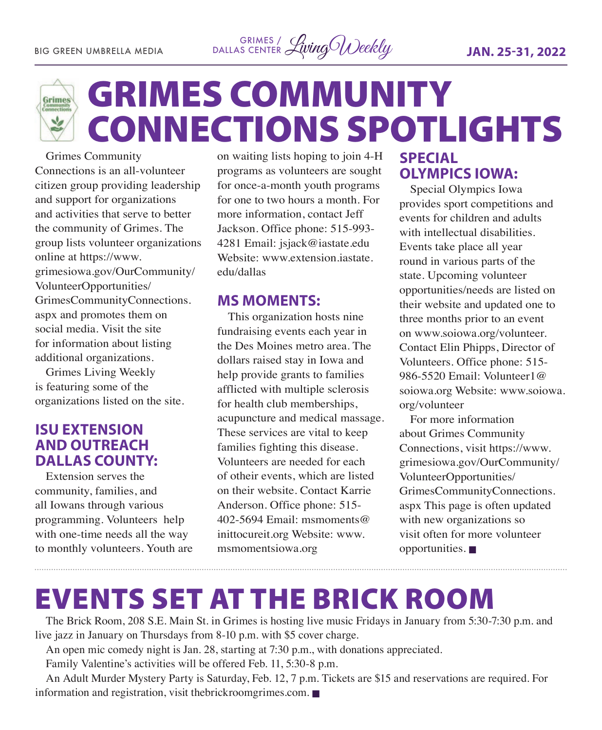# GRIMES COMMUNITY CONNECTIONS SPOTLIGHTS

Grimes Community Connections is an all-volunteer citizen group providing leadership and support for organizations and activities that serve to better the community of Grimes. The group lists volunteer organizations online at https://www.grimesiowa.gov/OurCommunity/VolunteerOpportunities/GrimesCommunityConnections.aspx and promotes them on social media. Visit the site for information about listing additional organizations.

Grimes Living Weekly is featuring some of the organizations listed on the site.

## ISU EXTENSION AND OUTREACH DALLAS COUNTY:

Extension serves the community, families, and all Iowans through various programming. Volunteers help with one-time needs all the way to monthly volunteers. Youth are on waiting lists hoping to join 4-H programs as volunteers are sought for once-a-month youth programs for one to two hours a month. For more information, contact Jeff Jackson. Office phone: 515-993-4281 Email: jsjack@iastate.edu Website: www.extension.iastate.edu/dallas

## MS MOMENTS:

This organization hosts nine fundraising events each year in the Des Moines metro area. The dollars raised stay in Iowa and help provide grants to families afflicted with multiple sclerosis for health club memberships, acupuncture and medical massage. These services are vital to keep families fighting this disease. Volunteers are needed for each of otheir events, which are listed on their website. Contact Karrie Anderson. Office phone: 515-402-5694 Email: msmoments@inittocureit.org Website: www.msmomentsiowa.org

## SPECIAL OLYMPICS IOWA:

Special Olympics Iowa provides sport competitions and events for children and adults with intellectual disabilities. Events take place all year round in various parts of the state. Upcoming volunteer opportunities/needs are listed on their website and updated one to three months prior to an event on www.soiowa.org/volunteer. Contact Elin Phipps, Director of Volunteers. Office phone: 515-986-5520 Email: Volunteer1@soiowa.org Website: www.soiowa.org/volunteer

For more information about Grimes Community Connections, visit https://www.grimesiowa.gov/OurCommunity/VolunteerOpportunities/GrimesCommunityConnections.aspx This page is often updated with new organizations so visit often for more volunteer opportunities. ■

# EVENTS SET AT THE BRICK ROOM

The Brick Room, 208 S.E. Main St. in Grimes is hosting live music Fridays in January from 5:30-7:30 p.m. and live jazz in January on Thursdays from 8-10 p.m. with $5 cover charge.

An open mic comedy night is Jan. 28, starting at 7:30 p.m., with donations appreciated.

Family Valentine's activities will be offered Feb. 11, 5:30-8 p.m.

An Adult Murder Mystery Party is Saturday, Feb. 12, 7 p.m. Tickets are $15 and reservations are required. For information and registration, visit thebrickroomgrimes.com. ■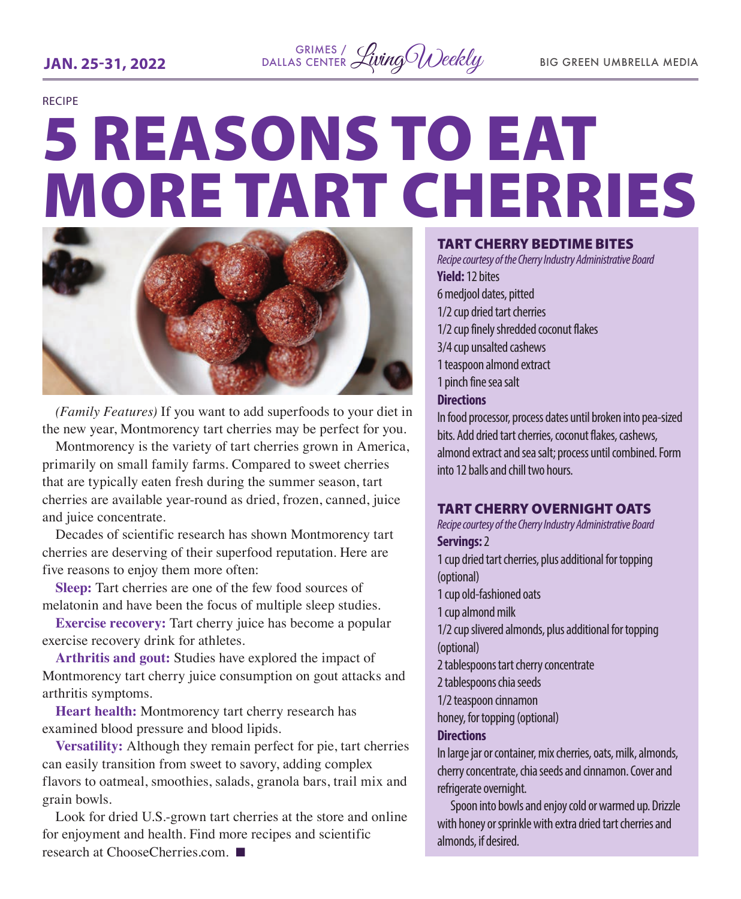RECIPE

# 5 REASONS TO EAT MORE TART CHERRIES

*(Family Features)* If you want to add superfoods to your diet in the new year, Montmorency tart cherries may be perfect for you.

Montmorency is the variety of tart cherries grown in America, primarily on small family farms. Compared to sweet cherries that are typically eaten fresh during the summer season, tart cherries are available year-round as dried, frozen, canned, juice and juice concentrate.

Decades of scientific research has shown Montmorency tart cherries are deserving of their superfood reputation. Here are five reasons to enjoy them more often:

**Sleep:** Tart cherries are one of the few food sources of melatonin and have been the focus of multiple sleep studies.

**Exercise recovery:** Tart cherry juice has become a popular exercise recovery drink for athletes.

**Arthritis and gout:** Studies have explored the impact of Montmorency tart cherry juice consumption on gout attacks and arthritis symptoms.

**Heart health:** Montmorency tart cherry research has examined blood pressure and blood lipids.

**Versatility:** Although they remain perfect for pie, tart cherries can easily transition from sweet to savory, adding complex flavors to oatmeal, smoothies, salads, granola bars, trail mix and grain bowls.

Look for dried U.S.-grown tart cherries at the store and online for enjoyment and health. Find more recipes and scientific research at ChooseCherries.com. ■

## TART CHERRY BEDTIME BITES

*Recipe courtesy of the Cherry Industry Administrative Board*

**Yield:** 12 bites

6 medjool dates, pitted
1/2 cup dried tart cherries
1/2 cup finely shredded coconut flakes
3/4 cup unsalted cashews
1 teaspoon almond extract
1 pinch fine sea salt

**Directions**

In food processor, process dates until broken into pea-sized bits. Add dried tart cherries, coconut flakes, cashews, almond extract and sea salt; process until combined. Form into 12 balls and chill two hours.

## TART CHERRY OVERNIGHT OATS

*Recipe courtesy of the Cherry Industry Administrative Board*

**Servings:** 2

1 cup dried tart cherries, plus additional for topping (optional)
1 cup old-fashioned oats
1 cup almond milk
1/2 cup slivered almonds, plus additional for topping (optional)
2 tablespoons tart cherry concentrate
2 tablespoons chia seeds
1/2 teaspoon cinnamon
honey, for topping (optional)

**Directions**

In large jar or container, mix cherries, oats, milk, almonds, cherry concentrate, chia seeds and cinnamon. Cover and refrigerate overnight.

Spoon into bowls and enjoy cold or warmed up. Drizzle with honey or sprinkle with extra dried tart cherries and almonds, if desired.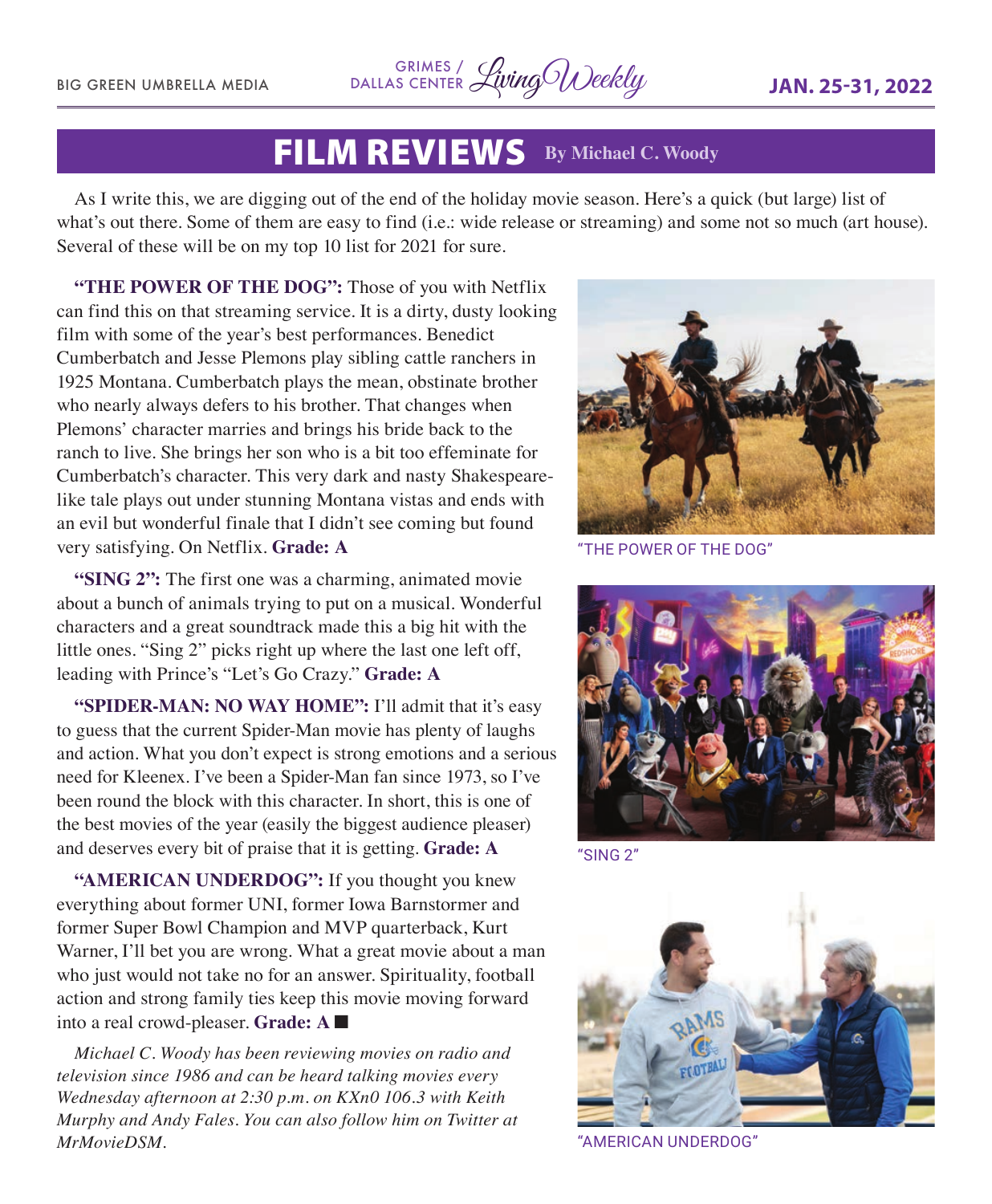# FILM REVIEWS

**By Michael C. Woody**

As I write this, we are digging out of the end of the holiday movie season. Here's a quick (but large) list of what's out there. Some of them are easy to find (i.e.: wide release or streaming) and some not so much (art house). Several of these will be on my top 10 list for 2021 for sure.

**"THE POWER OF THE DOG":** Those of you with Netflix can find this on that streaming service. It is a dirty, dusty looking film with some of the year's best performances. Benedict Cumberbatch and Jesse Plemons play sibling cattle ranchers in 1925 Montana. Cumberbatch plays the mean, obstinate brother who nearly always defers to his brother. That changes when Plemons' character marries and brings his bride back to the ranch to live. She brings her son who is a bit too effeminate for Cumberbatch's character. This very dark and nasty Shakespeare-like tale plays out under stunning Montana vistas and ends with an evil but wonderful finale that I didn't see coming but found very satisfying. On Netflix. **Grade: A**

"THE POWER OF THE DOG"

**"SING 2":** The first one was a charming, animated movie about a bunch of animals trying to put on a musical. Wonderful characters and a great soundtrack made this a big hit with the little ones. "Sing 2" picks right up where the last one left off, leading with Prince's "Let's Go Crazy." **Grade: A**

"SING 2"

**"SPIDER-MAN: NO WAY HOME":** I'll admit that it's easy to guess that the current Spider-Man movie has plenty of laughs and action. What you don't expect is strong emotions and a serious need for Kleenex. I've been a Spider-Man fan since 1973, so I've been round the block with this character. In short, this is one of the best movies of the year (easily the biggest audience pleaser) and deserves every bit of praise that it is getting. **Grade: A**

**"AMERICAN UNDERDOG":** If you thought you knew everything about former UNI, former Iowa Barnstormer and former Super Bowl Champion and MVP quarterback, Kurt Warner, I'll bet you are wrong. What a great movie about a man who just would not take no for an answer. Spirituality, football action and strong family ties keep this movie moving forward into a real crowd-pleaser. **Grade: A** ■

"AMERICAN UNDERDOG"

*Michael C. Woody has been reviewing movies on radio and television since 1986 and can be heard talking movies every Wednesday afternoon at 2:30 p.m. on KXn0 106.3 with Keith Murphy and Andy Fales. You can also follow him on Twitter at MrMovieDSM.*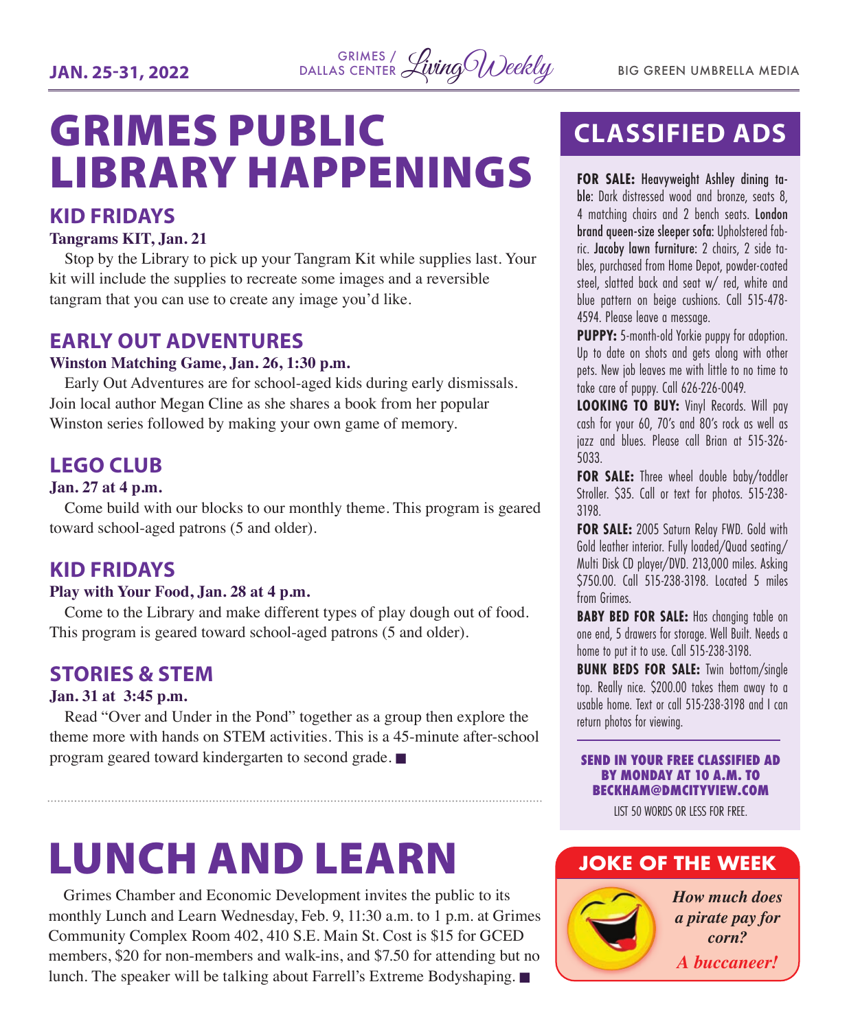# GRIMES PUBLIC LIBRARY HAPPENINGS

## KID FRIDAYS

**Tangrams KIT, Jan. 21**

Stop by the Library to pick up your Tangram Kit while supplies last. Your kit will include the supplies to recreate some images and a reversible tangram that you can use to create any image you'd like.

## EARLY OUT ADVENTURES

**Winston Matching Game, Jan. 26, 1:30 p.m.**

Early Out Adventures are for school-aged kids during early dismissals. Join local author Megan Cline as she shares a book from her popular Winston series followed by making your own game of memory.

## LEGO CLUB

**Jan. 27 at 4 p.m.**

Come build with our blocks to our monthly theme. This program is geared toward school-aged patrons (5 and older).

## KID FRIDAYS

**Play with Your Food, Jan. 28 at 4 p.m.**

Come to the Library and make different types of play dough out of food. This program is geared toward school-aged patrons (5 and older).

## STORIES & STEM

**Jan. 31 at 3:45 p.m.**

Read "Over and Under in the Pond" together as a group then explore the theme more with hands on STEM activities. This is a 45-minute after-school program geared toward kindergarten to second grade. ■

# LUNCH AND LEARN

Grimes Chamber and Economic Development invites the public to its monthly Lunch and Learn Wednesday, Feb. 9, 11:30 a.m. to 1 p.m. at Grimes Community Complex Room 402, 410 S.E. Main St. Cost is $15 for GCED members, $20 for non-members and walk-ins, and $7.50 for attending but no lunch. The speaker will be talking about Farrell's Extreme Bodyshaping. ■

# CLASSIFIED ADS

**FOR SALE:** Heavyweight Ashley dining table: Dark distressed wood and bronze, seats 8, 4 matching chairs and 2 bench seats. London brand queen-size sleeper sofa: Upholstered fabric. Jacoby lawn furniture: 2 chairs, 2 side tables, purchased from Home Depot, powder-coated steel, slatted back and seat w/ red, white and blue pattern on beige cushions. Call 515-478-4594. Please leave a message.

**PUPPY:** 5-month-old Yorkie puppy for adoption. Up to date on shots and gets along with other pets. New job leaves me with little to no time to take care of puppy. Call 626-226-0049.

**LOOKING TO BUY:** Vinyl Records. Will pay cash for your 60, 70's and 80's rock as well as jazz and blues. Please call Brian at 515-326-5033.

**FOR SALE:** Three wheel double baby/toddler Stroller. $35. Call or text for photos. 515-238-3198.

**FOR SALE:** 2005 Saturn Relay FWD. Gold with Gold leather interior. Fully loaded/Quad seating/Multi Disk CD player/DVD. 213,000 miles. Asking $750.00. Call 515-238-3198. Located 5 miles from Grimes.

**BABY BED FOR SALE:** Has changing table on one end, 5 drawers for storage. Well Built. Needs a home to put it to use. Call 515-238-3198.

**BUNK BEDS FOR SALE:** Twin bottom/single top. Really nice. $200.00 takes them away to a usable home. Text or call 515-238-3198 and I can return photos for viewing.

**SEND IN YOUR FREE CLASSIFIED AD BY MONDAY AT 10 A.M. TO BECKHAM@DMCITYVIEW.COM**

LIST 50 WORDS OR LESS FOR FREE.

## JOKE OF THE WEEK

*How much does a pirate pay for corn?*

*A buccaneer!*